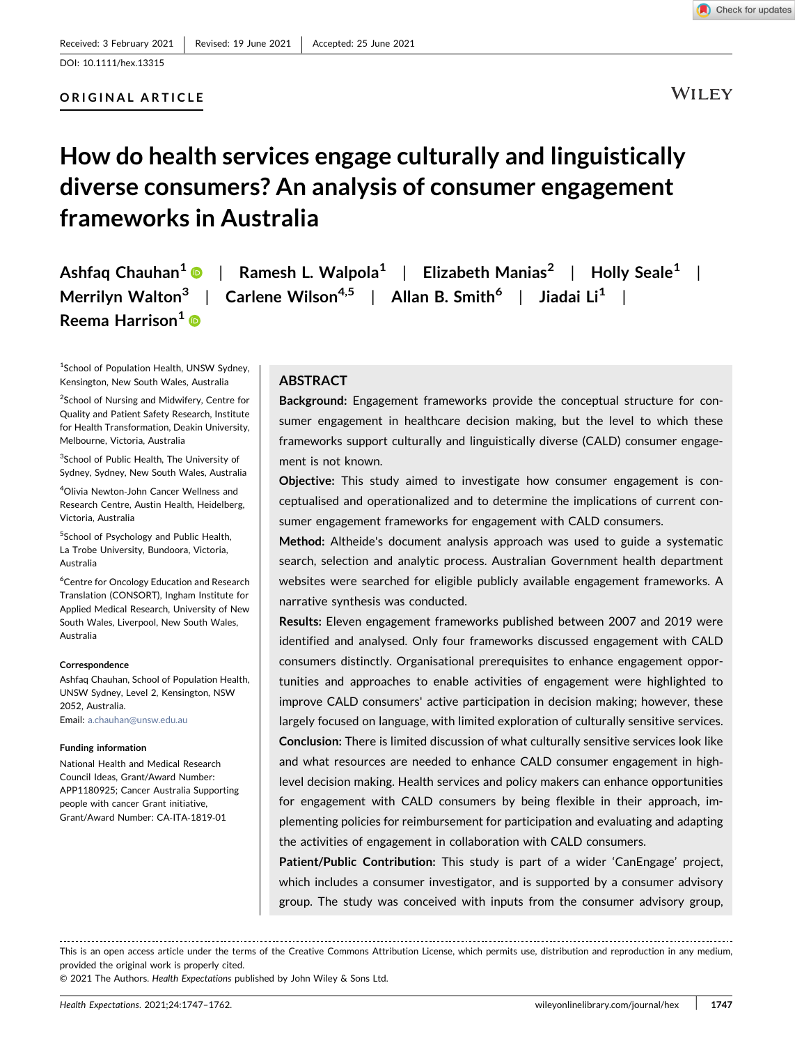Received: 3 February 2021 | Revised: 19 June 2021 | Accepted: 25 June 2021

DOI: 10.1111/hex.13315

ORIGINAL ARTICLE

# How do health services engage culturally and linguistically diverse consumers? An analysis of consumer engagement frameworks in Australia

Ashfaq Chauhan[1] | Ramesh L. Walpola[1] | Elizabeth Manias[2] | Holly Seale[1] | Merrilyn Walton[3] | Carlene Wilson[4,5] | Allan B. Smith[6] | Jiadai Li[1] | Reema Harrison[1]

[1]School of Population Health, UNSW Sydney, Kensington, New South Wales, Australia

[2]School of Nursing and Midwifery, Centre for Quality and Patient Safety Research, Institute for Health Transformation, Deakin University, Melbourne, Victoria, Australia

[3]School of Public Health, The University of Sydney, Sydney, New South Wales, Australia

[4]Olivia Newton-John Cancer Wellness and Research Centre, Austin Health, Heidelberg, Victoria, Australia

[5]School of Psychology and Public Health, La Trobe University, Bundoora, Victoria, Australia

[6]Centre for Oncology Education and Research Translation (CONSORT), Ingham Institute for Applied Medical Research, University of New South Wales, Liverpool, New South Wales, Australia

**Correspondence**
Ashfaq Chauhan, School of Population Health, UNSW Sydney, Level 2, Kensington, NSW 2052, Australia.
Email: a.chauhan@unsw.edu.au

**Funding information**
National Health and Medical Research Council Ideas, Grant/Award Number: APP1180925; Cancer Australia Supporting people with cancer Grant initiative, Grant/Award Number: CA-ITA-1819-01

## ABSTRACT

**Background:** Engagement frameworks provide the conceptual structure for consumer engagement in healthcare decision making, but the level to which these frameworks support culturally and linguistically diverse (CALD) consumer engagement is not known.

**Objective:** This study aimed to investigate how consumer engagement is conceptualised and operationalized and to determine the implications of current consumer engagement frameworks for engagement with CALD consumers.

**Method:** Altheide's document analysis approach was used to guide a systematic search, selection and analytic process. Australian Government health department websites were searched for eligible publicly available engagement frameworks. A narrative synthesis was conducted.

**Results:** Eleven engagement frameworks published between 2007 and 2019 were identified and analysed. Only four frameworks discussed engagement with CALD consumers distinctly. Organisational prerequisites to enhance engagement opportunities and approaches to enable activities of engagement were highlighted to improve CALD consumers' active participation in decision making; however, these largely focused on language, with limited exploration of culturally sensitive services.

**Conclusion:** There is limited discussion of what culturally sensitive services look like and what resources are needed to enhance CALD consumer engagement in high-level decision making. Health services and policy makers can enhance opportunities for engagement with CALD consumers by being flexible in their approach, implementing policies for reimbursement for participation and evaluating and adapting the activities of engagement in collaboration with CALD consumers.

**Patient/Public Contribution:** This study is part of a wider 'CanEngage' project, which includes a consumer investigator, and is supported by a consumer advisory group. The study was conceived with inputs from the consumer advisory group,

This is an open access article under the terms of the Creative Commons Attribution License, which permits use, distribution and reproduction in any medium, provided the original work is properly cited.
© 2021 The Authors. *Health Expectations* published by John Wiley & Sons Ltd.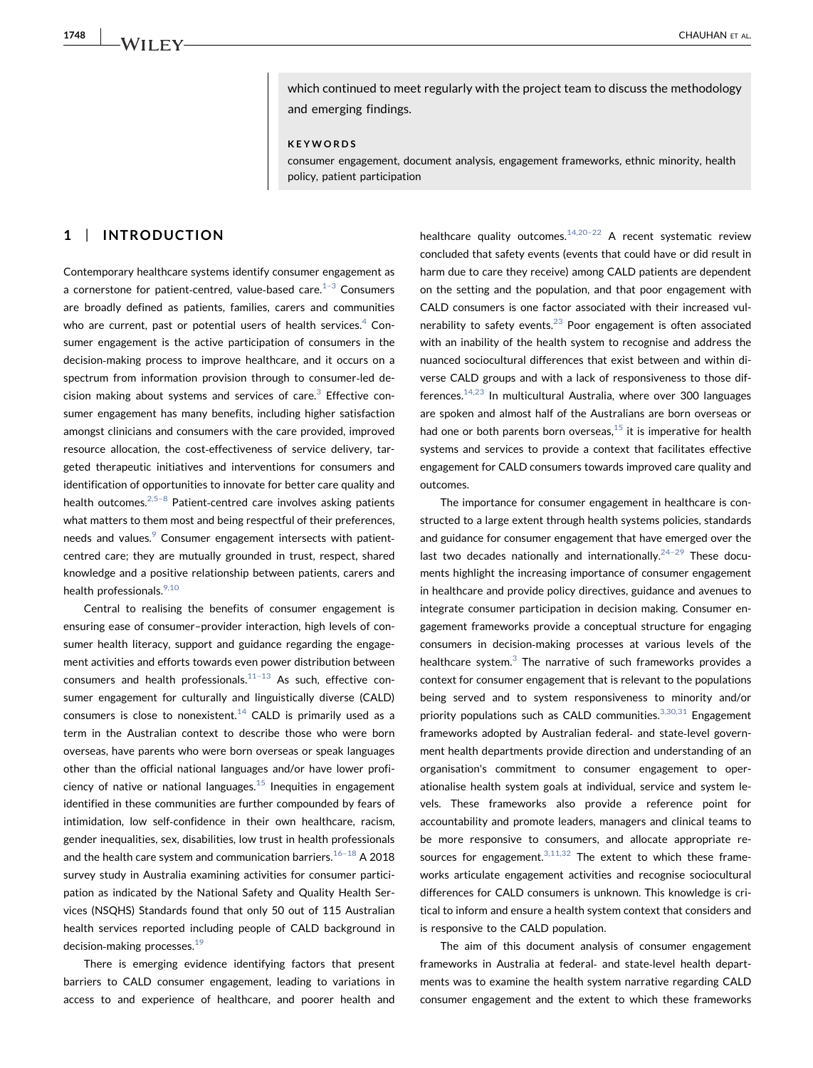which continued to meet regularly with the project team to discuss the methodology and emerging findings.

**KEYWORDS**

consumer engagement, document analysis, engagement frameworks, ethnic minority, health policy, patient participation

## 1 | INTRODUCTION

Contemporary healthcare systems identify consumer engagement as a cornerstone for patient-centred, value-based care.[1–3] Consumers are broadly defined as patients, families, carers and communities who are current, past or potential users of health services.[4] Consumer engagement is the active participation of consumers in the decision-making process to improve healthcare, and it occurs on a spectrum from information provision through to consumer-led decision making about systems and services of care.[3] Effective consumer engagement has many benefits, including higher satisfaction amongst clinicians and consumers with the care provided, improved resource allocation, the cost-effectiveness of service delivery, targeted therapeutic initiatives and interventions for consumers and identification of opportunities to innovate for better care quality and health outcomes.[2,5–8] Patient-centred care involves asking patients what matters to them most and being respectful of their preferences, needs and values.[9] Consumer engagement intersects with patient-centred care; they are mutually grounded in trust, respect, shared knowledge and a positive relationship between patients, carers and health professionals.[9,10]

Central to realising the benefits of consumer engagement is ensuring ease of consumer–provider interaction, high levels of consumer health literacy, support and guidance regarding the engagement activities and efforts towards even power distribution between consumers and health professionals.[11–13] As such, effective consumer engagement for culturally and linguistically diverse (CALD) consumers is close to nonexistent.[14] CALD is primarily used as a term in the Australian context to describe those who were born overseas, have parents who were born overseas or speak languages other than the official national languages and/or have lower proficiency of native or national languages.[15] Inequities in engagement identified in these communities are further compounded by fears of intimidation, low self-confidence in their own healthcare, racism, gender inequalities, sex, disabilities, low trust in health professionals and the health care system and communication barriers.[16–18] A 2018 survey study in Australia examining activities for consumer participation as indicated by the National Safety and Quality Health Services (NSQHS) Standards found that only 50 out of 115 Australian health services reported including people of CALD background in decision-making processes.[19]

There is emerging evidence identifying factors that present barriers to CALD consumer engagement, leading to variations in access to and experience of healthcare, and poorer health and healthcare quality outcomes.[14,20–22] A recent systematic review concluded that safety events (events that could have or did result in harm due to care they receive) among CALD patients are dependent on the setting and the population, and that poor engagement with CALD consumers is one factor associated with their increased vulnerability to safety events.[23] Poor engagement is often associated with an inability of the health system to recognise and address the nuanced sociocultural differences that exist between and within diverse CALD groups and with a lack of responsiveness to those differences.[14,23] In multicultural Australia, where over 300 languages are spoken and almost half of the Australians are born overseas or had one or both parents born overseas,[15] it is imperative for health systems and services to provide a context that facilitates effective engagement for CALD consumers towards improved care quality and outcomes.

The importance for consumer engagement in healthcare is constructed to a large extent through health systems policies, standards and guidance for consumer engagement that have emerged over the last two decades nationally and internationally.[24–29] These documents highlight the increasing importance of consumer engagement in healthcare and provide policy directives, guidance and avenues to integrate consumer participation in decision making. Consumer engagement frameworks provide a conceptual structure for engaging consumers in decision-making processes at various levels of the healthcare system.[3] The narrative of such frameworks provides a context for consumer engagement that is relevant to the populations being served and to system responsiveness to minority and/or priority populations such as CALD communities.[3,30,31] Engagement frameworks adopted by Australian federal- and state-level government health departments provide direction and understanding of an organisation's commitment to consumer engagement to operationalise health system goals at individual, service and system levels. These frameworks also provide a reference point for accountability and promote leaders, managers and clinical teams to be more responsive to consumers, and allocate appropriate resources for engagement.[3,11,32] The extent to which these frameworks articulate engagement activities and recognise sociocultural differences for CALD consumers is unknown. This knowledge is critical to inform and ensure a health system context that considers and is responsive to the CALD population.

The aim of this document analysis of consumer engagement frameworks in Australia at federal- and state-level health departments was to examine the health system narrative regarding CALD consumer engagement and the extent to which these frameworks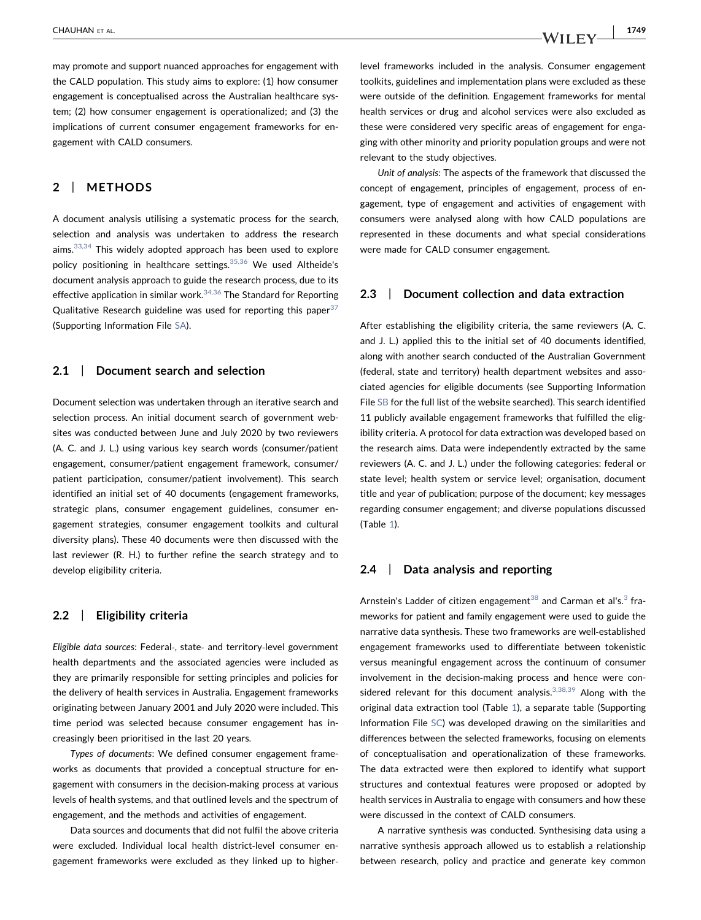may promote and support nuanced approaches for engagement with the CALD population. This study aims to explore: (1) how consumer engagement is conceptualised across the Australian healthcare system; (2) how consumer engagement is operationalized; and (3) the implications of current consumer engagement frameworks for engagement with CALD consumers.

## 2 | METHODS

A document analysis utilising a systematic process for the search, selection and analysis was undertaken to address the research aims.[33,34] This widely adopted approach has been used to explore policy positioning in healthcare settings.[35,36] We used Altheide's document analysis approach to guide the research process, due to its effective application in similar work.[34,36] The Standard for Reporting Qualitative Research guideline was used for reporting this paper[37] (Supporting Information File SA).

### 2.1 | Document search and selection

Document selection was undertaken through an iterative search and selection process. An initial document search of government websites was conducted between June and July 2020 by two reviewers (A. C. and J. L.) using various key search words (consumer/patient engagement, consumer/patient engagement framework, consumer/patient participation, consumer/patient involvement). This search identified an initial set of 40 documents (engagement frameworks, strategic plans, consumer engagement guidelines, consumer engagement strategies, consumer engagement toolkits and cultural diversity plans). These 40 documents were then discussed with the last reviewer (R. H.) to further refine the search strategy and to develop eligibility criteria.

### 2.2 | Eligibility criteria

*Eligible data sources*: Federal-, state- and territory-level government health departments and the associated agencies were included as they are primarily responsible for setting principles and policies for the delivery of health services in Australia. Engagement frameworks originating between January 2001 and July 2020 were included. This time period was selected because consumer engagement has increasingly been prioritised in the last 20 years.

*Types of documents*: We defined consumer engagement frameworks as documents that provided a conceptual structure for engagement with consumers in the decision-making process at various levels of health systems, and that outlined levels and the spectrum of engagement, and the methods and activities of engagement.

Data sources and documents that did not fulfil the above criteria were excluded. Individual local health district-level consumer engagement frameworks were excluded as they linked up to higher-level frameworks included in the analysis. Consumer engagement toolkits, guidelines and implementation plans were excluded as these were outside of the definition. Engagement frameworks for mental health services or drug and alcohol services were also excluded as these were considered very specific areas of engagement for engaging with other minority and priority population groups and were not relevant to the study objectives.

*Unit of analysis*: The aspects of the framework that discussed the concept of engagement, principles of engagement, process of engagement, type of engagement and activities of engagement with consumers were analysed along with how CALD populations are represented in these documents and what special considerations were made for CALD consumer engagement.

### 2.3 | Document collection and data extraction

After establishing the eligibility criteria, the same reviewers (A. C. and J. L.) applied this to the initial set of 40 documents identified, along with another search conducted of the Australian Government (federal, state and territory) health department websites and associated agencies for eligible documents (see Supporting Information File SB for the full list of the website searched). This search identified 11 publicly available engagement frameworks that fulfilled the eligibility criteria. A protocol for data extraction was developed based on the research aims. Data were independently extracted by the same reviewers (A. C. and J. L.) under the following categories: federal or state level; health system or service level; organisation, document title and year of publication; purpose of the document; key messages regarding consumer engagement; and diverse populations discussed (Table 1).

### 2.4 | Data analysis and reporting

Arnstein's Ladder of citizen engagement[38] and Carman et al's.[3] frameworks for patient and family engagement were used to guide the narrative data synthesis. These two frameworks are well-established engagement frameworks used to differentiate between tokenistic versus meaningful engagement across the continuum of consumer involvement in the decision-making process and hence were considered relevant for this document analysis.[3,38,39] Along with the original data extraction tool (Table 1), a separate table (Supporting Information File SC) was developed drawing on the similarities and differences between the selected frameworks, focusing on elements of conceptualisation and operationalization of these frameworks. The data extracted were then explored to identify what support structures and contextual features were proposed or adopted by health services in Australia to engage with consumers and how these were discussed in the context of CALD consumers.

A narrative synthesis was conducted. Synthesising data using a narrative synthesis approach allowed us to establish a relationship between research, policy and practice and generate key common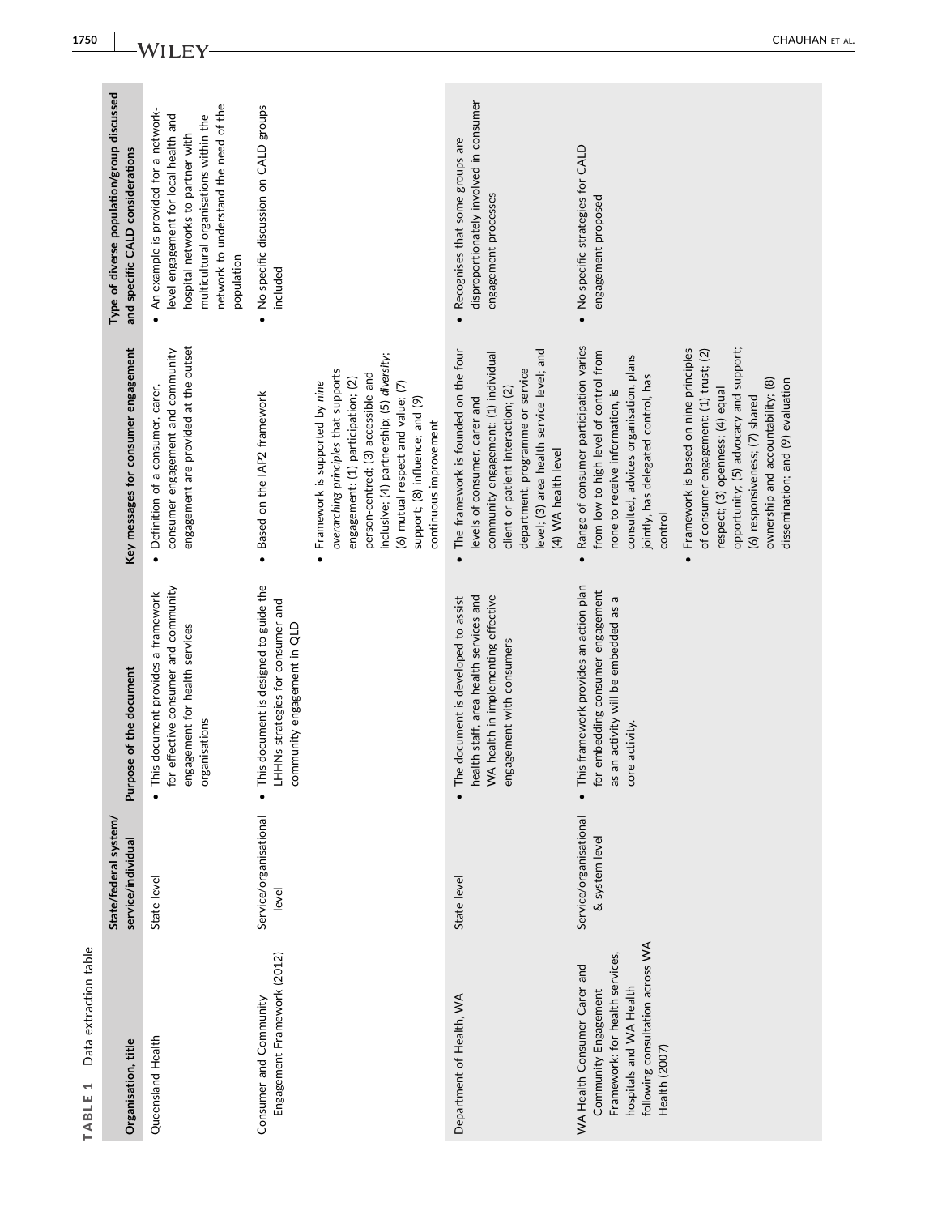**TABLE 1** Data extraction table

| Organisation, title | State/federal system/ service/individual | Purpose of the document | Key messages for consumer engagement | Type of diverse population/group discussed and specific CALD considerations |
|---|---|---|---|---|
| Queensland Health | State level | • This document provides a framework for effective consumer and community engagement for health services organisations | • Definition of a consumer, carer, consumer engagement and community engagement are provided at the outset | • An example is provided for a network-level engagement for local health and hospital networks to partner with multicultural organisations within the network to understand the need of the population |
| Consumer and Community Engagement Framework (2012) | Service/organisational level | • This document is designed to guide the LHHNs strategies for consumer and community engagement in QLD | • Based on the IAP2 framework<br>• Framework is supported by nine *overarching principles* that supports engagement: (1) participation; (2) person-centred; (3) accessible and inclusive; (4) partnership; (5) *diversity*; (6) mutual respect and value; (7) support; (8) influence; and (9) continuous improvement | • No specific discussion on CALD groups included |
| Department of Health, WA | State level | • The document is developed to assist health staff, area health services and WA health in implementing effective engagement with consumers | • The framework is founded on the four levels of consumer, carer and community engagement: (1) individual client or patient interaction; (2) department, programme or service level; (3) area health service level; and (4) WA health level | • Recognises that some groups are disproportionately involved in consumer engagement processes |
| WA Health Consumer Carer and Community Engagement Framework: for health services, hospitals and WA Health following consultation across WA Health (2007) | Service/organisational & system level | • This framework provides an action plan for embedding consumer engagement as an activity will be embedded as a core activity. | • Range of consumer participation varies from low to high level of control from none to receive information, is consulted, advices organisation, plans jointly, has delegated control, has control<br>• Framework is based on nine principles of consumer engagement: (1) trust; (2) respect; (3) openness; (4) equal opportunity; (5) advocacy and support; (6) responsiveness; (7) shared ownership and accountability; (8) dissemination; and (9) evaluation | • No specific strategies for CALD engagement proposed |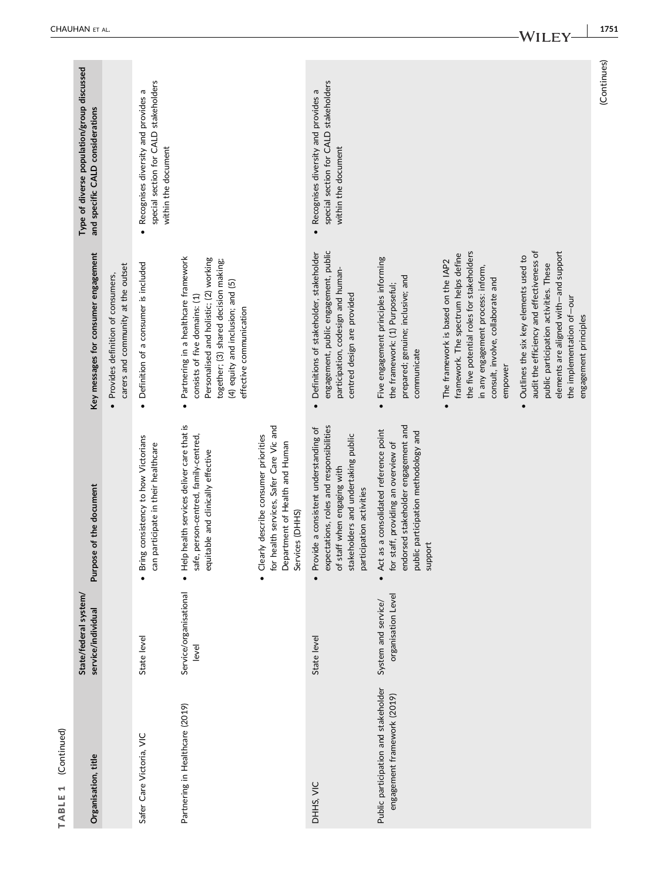TABLE 1 (Continued)

| Organisation, title | State/federal system/ service/individual | Purpose of the document | Key messages for consumer engagement | Type of diverse population/group discussed and specific CALD considerations |
|---|---|---|---|---|
| | | | • Provides definition of consumers, carers and community at the outset | |
| Safer Care Victoria, VIC | State level | • Bring consistency to how Victorians can participate in their healthcare | • Definition of a consumer is included | • Recognises diversity and provides a special section for CALD stakeholders within the document |
| Partnering in Healthcare (2019) | Service/organisational level | • Help health services deliver care that is safe, person-centred, family-centred, equitable and clinically effective<br>• Clearly describe consumer priorities for health services, Safer Care Vic and Department of Health and Human Services (DHHS) | • Partnering in a healthcare framework consists of five domains: (1) Personalised and holistic; (2) working together; (3) shared decision making; (4) equity and inclusion; and (5) effective communication | |
| DHHS, VIC | State level | • Provide a consistent understanding of expectations, roles and responsibilities of staff when engaging with stakeholders and undertaking public participation activities | • Definitions of stakeholder, stakeholder engagement, public engagement, public participation, codesign and human-centred design are provided | • Recognises diversity and provides a special section for CALD stakeholders within the document |
| Public participation and stakeholder engagement framework (2019) | System and service/ organisation Level | • Act as a consolidated reference point for staff, providing an overview of endorsed stakeholder engagement and public participation methodology and support | • Five engagement principles informing the framework: (1) Purposeful; prepared; genuine; inclusive; and communicate<br>• The framework is based on the IAP2 framework. The spectrum helps define the five potential roles for stakeholders in any engagement process: inform, consult, involve, collaborate and empower<br>• Outlines the six key elements used to audit the efficiency and effectiveness of public participation activities. These elements are aligned with—and support the implementation of—our engagement principles | |

(Continues)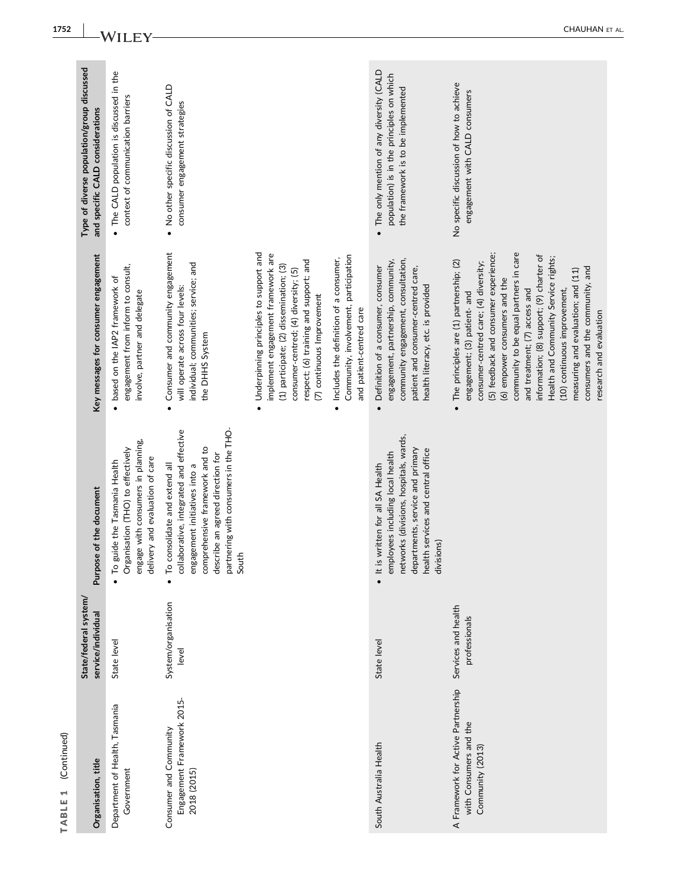TABLE 1 (Continued)

| Organisation, title | State/federal system/ service/individual | Purpose of the document | Key messages for consumer engagement | Type of diverse population/group discussed and specific CALD considerations |
|---|---|---|---|---|
| Department of Health, Tasmania Government | State level | • To guide the Tasmania Health Organisation (THO) to effectively engage with consumers in planning, delivery and evaluation of care | • based on the IAP2 framework of engagement from inform to consult, involve, partner and delegate | • The CALD population is discussed in the context of communication barriers |
| Consumer and Community Engagement Framework 2015-2018 (2015) | System/organisation level | • To consolidate and extend all collaborative, integrated and effective engagement initiatives into a comprehensive framework and to describe an agreed direction for partnering with consumers in the THO-South | • Consumer and community engagement will operate across four levels: individual; communities; service; and the DHHS System<br>• Underpinning principles to support and implement engagement framework are (1) participate; (2) dissemination; (3) consumer-centred; (4) diversity; (5) respect; (6) training and support; and (7) continuous Improvement<br>• Includes the definition of a consumer, Community, involvement, participation and patient-centred care | • No other specific discussion of CALD consumer engagement strategies |
| South Australia Health | State level | • It is written for all SA Health employees including local health networks (divisions, hospitals, wards, departments, service and primary health services and central office divisions) | • Definition of a consumer, consumer engagement, partnership, community, community engagement, consultation, patient and consumer-centred care, health literacy, etc. is provided | • The only mention of any diversity (CALD population) is in the principles on which the framework is to be implemented |
| A Framework for Active Partnership with Consumers and the Community (2013) | Services and health professionals | | • The principles are (1) partnership; (2) engagement; (3) patient- and consumer-centred care; (4) diversity; (5) feedback and consumer experience; (6) empower consumers and the community to be equal partners in care and treatment; (7) access and information; (8) support; (9) charter of Health and Community Service rights; (10) continuous improvement, measuring and evaluation; and (11) consumers and the community, and research and evaluation | No specific discussion of how to achieve engagement with CALD consumers |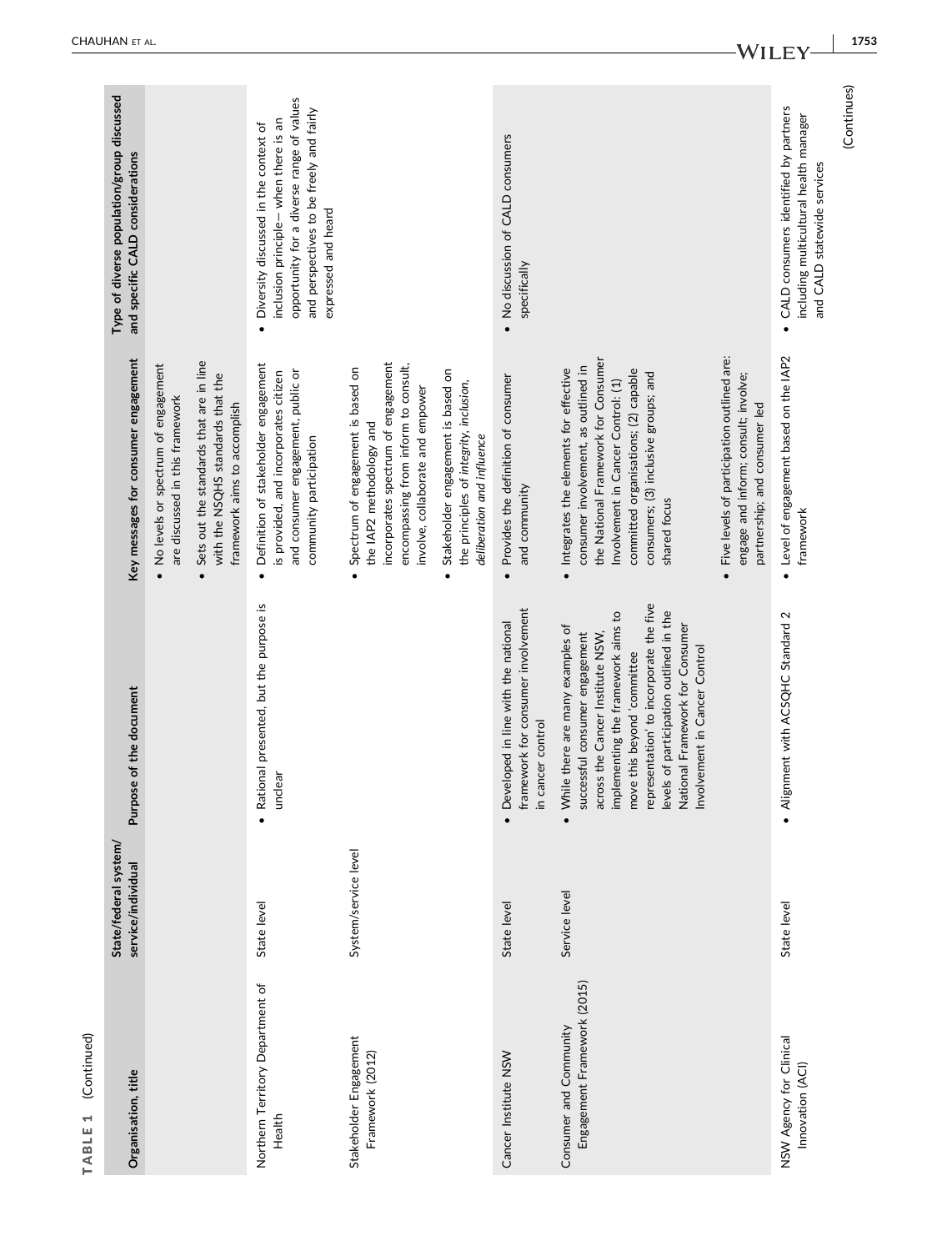TABLE 1 (Continued)

| Organisation, title | State/federal system/ service/individual | Purpose of the document | Key messages for consumer engagement | Type of diverse population/group discussed and specific CALD considerations |
|---|---|---|---|---|
| | | | • No levels or spectrum of engagement are discussed in this framework<br>• Sets out the standards that are in line with the NSQHS standards that the framework aims to accomplish | |
| Northern Territory Department of Health | State level | • Rational presented, but the purpose is unclear | • Definition of stakeholder engagement is provided, and incorporates citizen and consumer engagement, public or community participation | • Diversity discussed in the context of inclusion principle— when there is an opportunity for a diverse range of values and perspectives to be freely and fairly expressed and heard |
| Stakeholder Engagement Framework (2012) | System/service level | | • Spectrum of engagement is based on the IAP2 methodology and incorporates spectrum of engagement encompassing from inform to consult, involve, collaborate and empower<br>• Stakeholder engagement is based on the principles of *integrity, inclusion, deliberation and influence* | |
| Cancer Institute NSW | State level | • Developed in line with the national framework for consumer involvement in cancer control | • Provides the definition of consumer and community | • No discussion of CALD consumers specifically |
| Consumer and Community Engagement Framework (2015) | Service level | • While there are many examples of successful consumer engagement across the Cancer Institute NSW, implementing the framework aims to move this beyond 'committee representation' to incorporate the five levels of participation outlined in the National Framework for Consumer Involvement in Cancer Control | • Integrates the elements for effective consumer involvement, as outlined in the National Framework for Consumer Involvement in Cancer Control: (1) committed organisations; (2) capable consumers; (3) inclusive groups; and shared focus<br>• Five levels of participation outlined are: engage and inform; consult; involve; partnership; and consumer led | |
| NSW Agency for Clinical Innovation (ACI) | State level | • Alignment with ACSQHC Standard 2 | • Level of engagement based on the IAP2 framework | • CALD consumers identified by partners including multicultural health manager and CALD statewide services |

(Continues)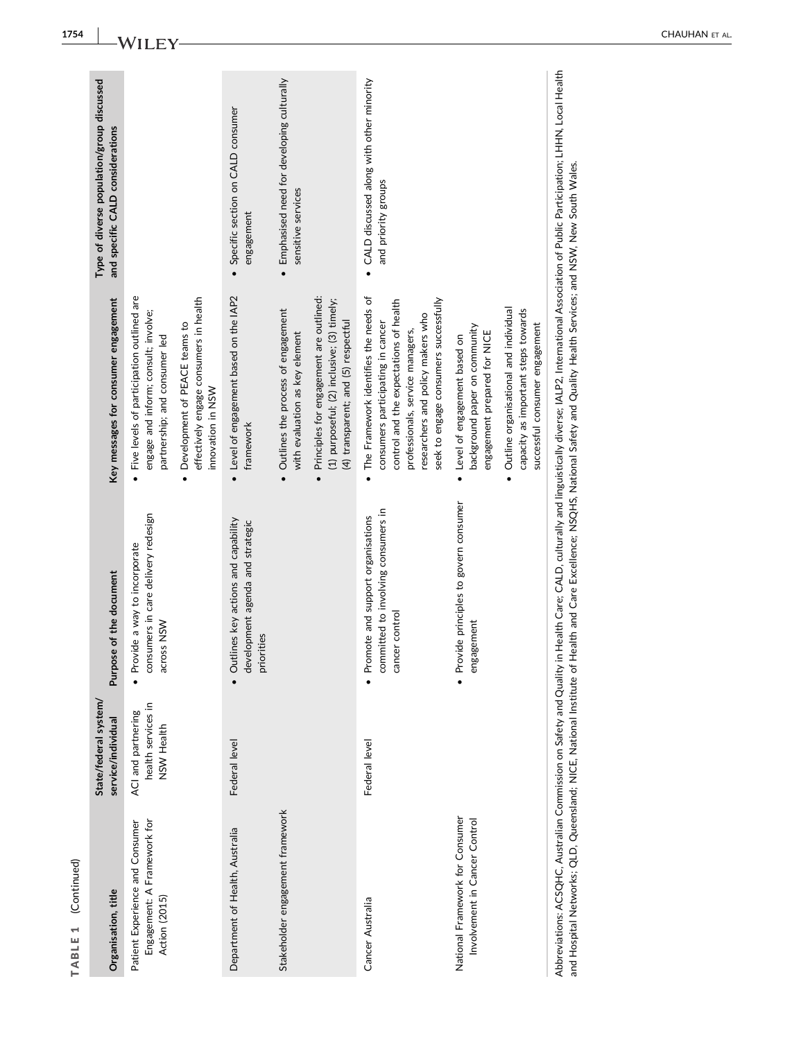**TABLE 1** (Continued)

| Organisation, title | State/federal system/ service/individual | Purpose of the document | Key messages for consumer engagement | Type of diverse population/group discussed and specific CALD considerations |
|---|---|---|---|---|
| Patient Experience and Consumer Engagement: A Framework for Action (2015) | ACI and partnering health services in NSW Health | • Provide a way to incorporate consumers in care delivery redesign across NSW | • Five levels of participation outlined are engage and inform; consult; involve; partnership; and consumer led<br>• Development of PEACE teams to effectively engage consumers in health innovation in NSW | |
| Department of Health, Australia<br>Stakeholder engagement framework | Federal level | • Outlines key actions and capability development agenda and strategic priorities | • Level of engagement based on the IAP2 framework<br>• Outlines the process of engagement with evaluation as key element<br>• Principles for engagement are outlined: (1) purposeful; (2) inclusive; (3) timely; (4) transparent; and (5) respectful | • Specific section on CALD consumer engagement<br>• Emphasised need for developing culturally sensitive services |
| Cancer Australia<br>National Framework for Consumer Involvement in Cancer Control | Federal level | • Promote and support organisations committed to involving consumers in cancer control<br>• Provide principles to govern consumer engagement | • The Framework identifies the needs of consumers participating in cancer control and the expectations of health professionals, service managers, researchers and policy makers who seek to engage consumers successfully<br>• Level of engagement based on background paper on community engagement prepared for NICE<br>• Outline organisational and individual capacity as important steps towards successful consumer engagement | • CALD discussed along with other minority and priority groups |

Abbreviations: ACSQHC, Australian Commission on Safety and Quality in Health Care; CALD, culturally and linguistically diverse; IALP2, International Association of Public Participation; LHHN, Local Health and Hospital Networks; QLD, Queensland; NICE, National Institute of Health and Care Excellence; NSQHS, National Safety and Quality Health Services; and NSW, New South Wales.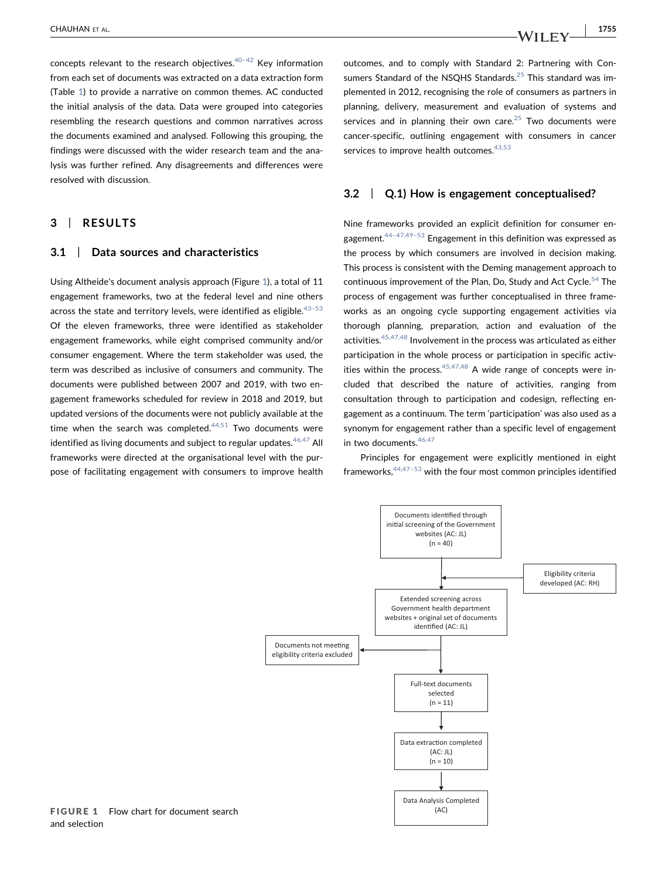concepts relevant to the research objectives.[40–42] Key information from each set of documents was extracted on a data extraction form (Table 1) to provide a narrative on common themes. AC conducted the initial analysis of the data. Data were grouped into categories resembling the research questions and common narratives across the documents examined and analysed. Following this grouping, the findings were discussed with the wider research team and the analysis was further refined. Any disagreements and differences were resolved with discussion.

## 3 | RESULTS

### 3.1 | Data sources and characteristics

Using Altheide's document analysis approach (Figure 1), a total of 11 engagement frameworks, two at the federal level and nine others across the state and territory levels, were identified as eligible.[43–53] Of the eleven frameworks, three were identified as stakeholder engagement frameworks, while eight comprised community and/or consumer engagement. Where the term stakeholder was used, the term was described as inclusive of consumers and community. The documents were published between 2007 and 2019, with two engagement frameworks scheduled for review in 2018 and 2019, but updated versions of the documents were not publicly available at the time when the search was completed.[44,51] Two documents were identified as living documents and subject to regular updates.[46,47] All frameworks were directed at the organisational level with the purpose of facilitating engagement with consumers to improve health outcomes, and to comply with Standard 2: Partnering with Consumers Standard of the NSQHS Standards.[25] This standard was implemented in 2012, recognising the role of consumers as partners in planning, delivery, measurement and evaluation of systems and services and in planning their own care.[25] Two documents were cancer-specific, outlining engagement with consumers in cancer services to improve health outcomes.[43,53]

### 3.2 | Q.1) How is engagement conceptualised?

Nine frameworks provided an explicit definition for consumer engagement.[44–47,49–53] Engagement in this definition was expressed as the process by which consumers are involved in decision making. This process is consistent with the Deming management approach to continuous improvement of the Plan, Do, Study and Act Cycle.[54] The process of engagement was further conceptualised in three frameworks as an ongoing cycle supporting engagement activities via thorough planning, preparation, action and evaluation of the activities.[45,47,48] Involvement in the process was articulated as either participation in the whole process or participation in specific activities within the process.[45,47,48] A wide range of concepts were included that described the nature of activities, ranging from consultation through to participation and codesign, reflecting engagement as a continuum. The term 'participation' was also used as a synonym for engagement rather than a specific level of engagement in two documents.[46,47]

Principles for engagement were explicitly mentioned in eight frameworks,[44,47–53] with the four most common principles identified

Documents identified through initial screening of the Government websites (AC: JL) (n = 40)

Eligibility criteria developed (AC: RH)

Extended screening across Government health department websites + original set of documents identified (AC: JL)

Documents not meeting eligibility criteria excluded

Full-text documents selected (n = 11)

Data extraction completed (AC: JL) (n = 10)

Data Analysis Completed (AC)

**FIGURE 1** Flow chart for document search and selection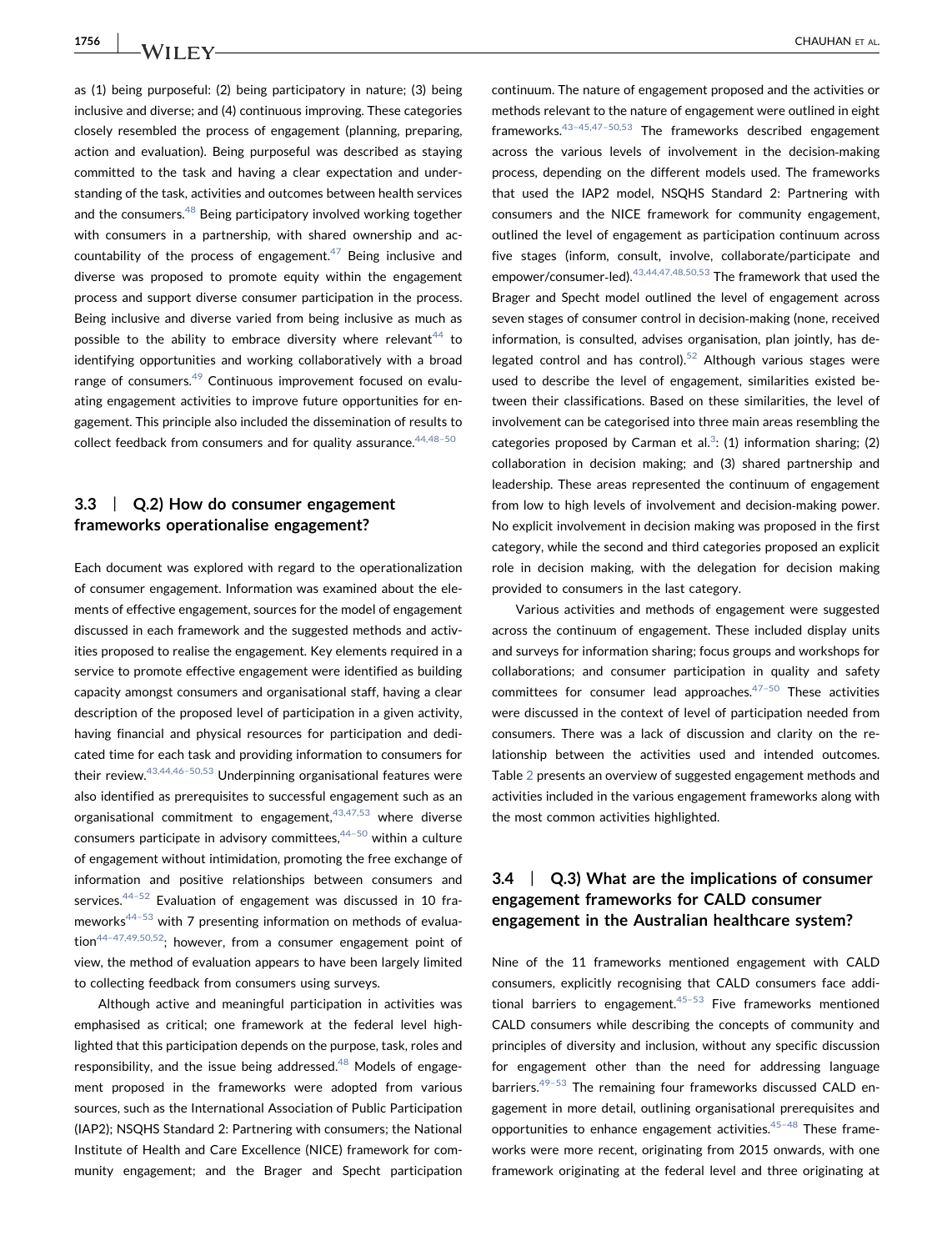as (1) being purposeful: (2) being participatory in nature; (3) being inclusive and diverse; and (4) continuous improving. These categories closely resembled the process of engagement (planning, preparing, action and evaluation). Being purposeful was described as staying committed to the task and having a clear expectation and understanding of the task, activities and outcomes between health services and the consumers.[48] Being participatory involved working together with consumers in a partnership, with shared ownership and accountability of the process of engagement.[47] Being inclusive and diverse was proposed to promote equity within the engagement process and support diverse consumer participation in the process. Being inclusive and diverse varied from being inclusive as much as possible to the ability to embrace diversity where relevant[44] to identifying opportunities and working collaboratively with a broad range of consumers.[49] Continuous improvement focused on evaluating engagement activities to improve future opportunities for engagement. This principle also included the dissemination of results to collect feedback from consumers and for quality assurance.[44,48–50]

### 3.3 | Q.2) How do consumer engagement frameworks operationalise engagement?

Each document was explored with regard to the operationalization of consumer engagement. Information was examined about the elements of effective engagement, sources for the model of engagement discussed in each framework and the suggested methods and activities proposed to realise the engagement. Key elements required in a service to promote effective engagement were identified as building capacity amongst consumers and organisational staff, having a clear description of the proposed level of participation in a given activity, having financial and physical resources for participation and dedicated time for each task and providing information to consumers for their review.[43,44,46–50,53] Underpinning organisational features were also identified as prerequisites to successful engagement such as an organisational commitment to engagement,[43,47,53] where diverse consumers participate in advisory committees,[44–50] within a culture of engagement without intimidation, promoting the free exchange of information and positive relationships between consumers and services.[44–52] Evaluation of engagement was discussed in 10 frameworks[44–53] with 7 presenting information on methods of evaluation[44–47,49,50,52]; however, from a consumer engagement point of view, the method of evaluation appears to have been largely limited to collecting feedback from consumers using surveys.

Although active and meaningful participation in activities was emphasised as critical; one framework at the federal level highlighted that this participation depends on the purpose, task, roles and responsibility, and the issue being addressed.[48] Models of engagement proposed in the frameworks were adopted from various sources, such as the International Association of Public Participation (IAP2); NSQHS Standard 2: Partnering with consumers; the National Institute of Health and Care Excellence (NICE) framework for community engagement; and the Brager and Specht participation continuum. The nature of engagement proposed and the activities or methods relevant to the nature of engagement were outlined in eight frameworks.[43–45,47–50,53] The frameworks described engagement across the various levels of involvement in the decision-making process, depending on the different models used. The frameworks that used the IAP2 model, NSQHS Standard 2: Partnering with consumers and the NICE framework for community engagement, outlined the level of engagement as participation continuum across five stages (inform, consult, involve, collaborate/participate and empower/consumer-led).[43,44,47,48,50,53] The framework that used the Brager and Specht model outlined the level of engagement across seven stages of consumer control in decision-making (none, received information, is consulted, advises organisation, plan jointly, has delegated control and has control).[52] Although various stages were used to describe the level of engagement, similarities existed between their classifications. Based on these similarities, the level of involvement can be categorised into three main areas resembling the categories proposed by Carman et al.[3]: (1) information sharing; (2) collaboration in decision making; and (3) shared partnership and leadership. These areas represented the continuum of engagement from low to high levels of involvement and decision-making power. No explicit involvement in decision making was proposed in the first category, while the second and third categories proposed an explicit role in decision making, with the delegation for decision making provided to consumers in the last category.

Various activities and methods of engagement were suggested across the continuum of engagement. These included display units and surveys for information sharing; focus groups and workshops for collaborations; and consumer participation in quality and safety committees for consumer lead approaches.[47–50] These activities were discussed in the context of level of participation needed from consumers. There was a lack of discussion and clarity on the relationship between the activities used and intended outcomes. Table 2 presents an overview of suggested engagement methods and activities included in the various engagement frameworks along with the most common activities highlighted.

### 3.4 | Q.3) What are the implications of consumer engagement frameworks for CALD consumer engagement in the Australian healthcare system?

Nine of the 11 frameworks mentioned engagement with CALD consumers, explicitly recognising that CALD consumers face additional barriers to engagement.[45–53] Five frameworks mentioned CALD consumers while describing the concepts of community and principles of diversity and inclusion, without any specific discussion for engagement other than the need for addressing language barriers.[49–53] The remaining four frameworks discussed CALD engagement in more detail, outlining organisational prerequisites and opportunities to enhance engagement activities.[45–48] These frameworks were more recent, originating from 2015 onwards, with one framework originating at the federal level and three originating at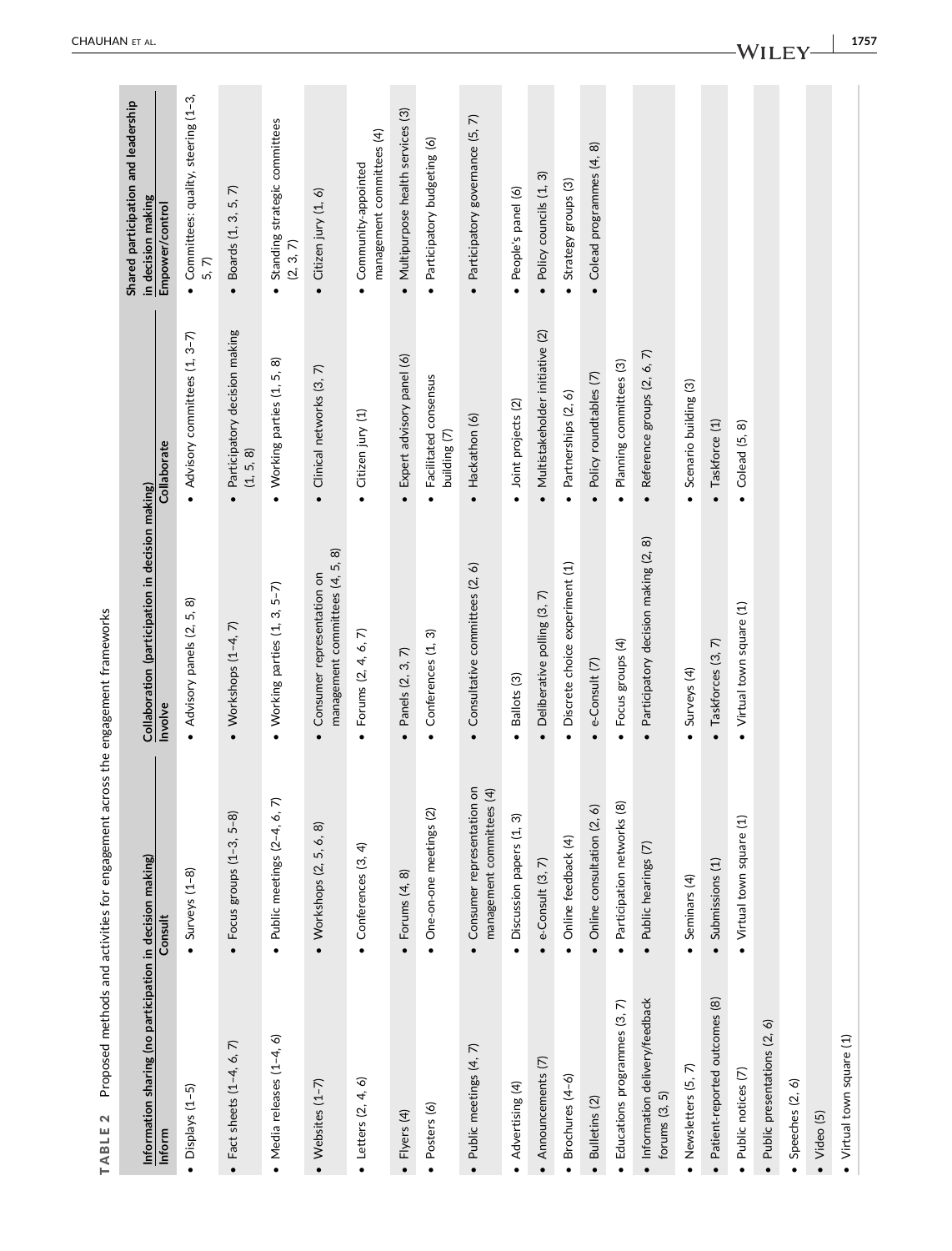**TABLE 2** Proposed methods and activities for engagement across the engagement frameworks

| Information sharing (no participation in decision making) | | Collaboration (participation in decision making) | | Shared participation and leadership in decision making |
|---|---|---|---|---|
| Inform | Consult | Involve | Collaborate | Empower/control |
| • Displays (1–5) | • Surveys (1–8) | • Advisory panels (2, 5, 8) | • Advisory committees (1, 3–7) | • Committees: quality, steering (1–3, 5, 7) |
| • Fact sheets (1–4, 6, 7) | • Focus groups (1–3, 5–8) | • Workshops (1–4, 7) | • Participatory decision making (1, 5, 8) | • Boards (1, 3, 5, 7) |
| • Media releases (1–4, 6) | • Public meetings (2–4, 6, 7) | • Working parties (1, 3, 5–7) | • Working parties (1, 5, 8) | • Standing strategic committees (2, 3, 7) |
| • Websites (1–7) | • Workshops (2, 5, 6, 8) | • Consumer representation on management committees (4, 5, 8) | • Clinical networks (3, 7) | • Citizen jury (1, 6) |
| • Letters (2, 4, 6) | • Conferences (3, 4) | • Forums (2, 4, 6, 7) | • Citizen jury (1) | • Community-appointed management committees (4) |
| • Flyers (4) | • Forums (4, 8) | • Panels (2, 3, 7) | • Expert advisory panel (6) | • Multipurpose health services (3) |
| • Posters (6) | • One-on-one meetings (2) | • Conferences (1, 3) | • Facilitated consensus building (7) | • Participatory budgeting (6) |
| • Public meetings (4, 7) | • Consumer representation on management committees (4) | • Consultative committees (2, 6) | • Hackathon (6) | • Participatory governance (5, 7) |
| • Advertising (4) | • Discussion papers (1, 3) | • Ballots (3) | • Joint projects (2) | • People's panel (6) |
| • Announcements (7) | • e-Consult (3, 7) | • Deliberative polling (3, 7) | • Multistakeholder initiative (2) | • Policy councils (1, 3) |
| • Brochures (4–6) | • Online feedback (4) | • Discrete choice experiment (1) | • Partnerships (2, 6) | • Strategy groups (3) |
| • Bulletins (2) | • Online consultation (2, 6) | • e-Consult (7) | • Policy roundtables (7) | • Colead programmes (4, 8) |
| • Educations programmes (3, 7) | • Participation networks (8) | • Focus groups (4) | • Planning committees (3) | |
| • Information delivery/feedback forums (3, 5) | • Public hearings (7) | • Participatory decision making (2, 8) | • Reference groups (2, 6, 7) | |
| • Newsletters (5, 7) | • Seminars (4) | • Surveys (4) | • Scenario building (3) | |
| • Patient-reported outcomes (8) | • Submissions (1) | • Taskforces (3, 7) | • Taskforce (1) | |
| • Public notices (7) | • Virtual town square (1) | • Virtual town square (1) | • Colead (5, 8) | |
| • Public presentations (2, 6) | | | | |
| • Speeches (2, 6) | | | | |
| • Video (5) | | | | |
| • Virtual town square (1) | | | | |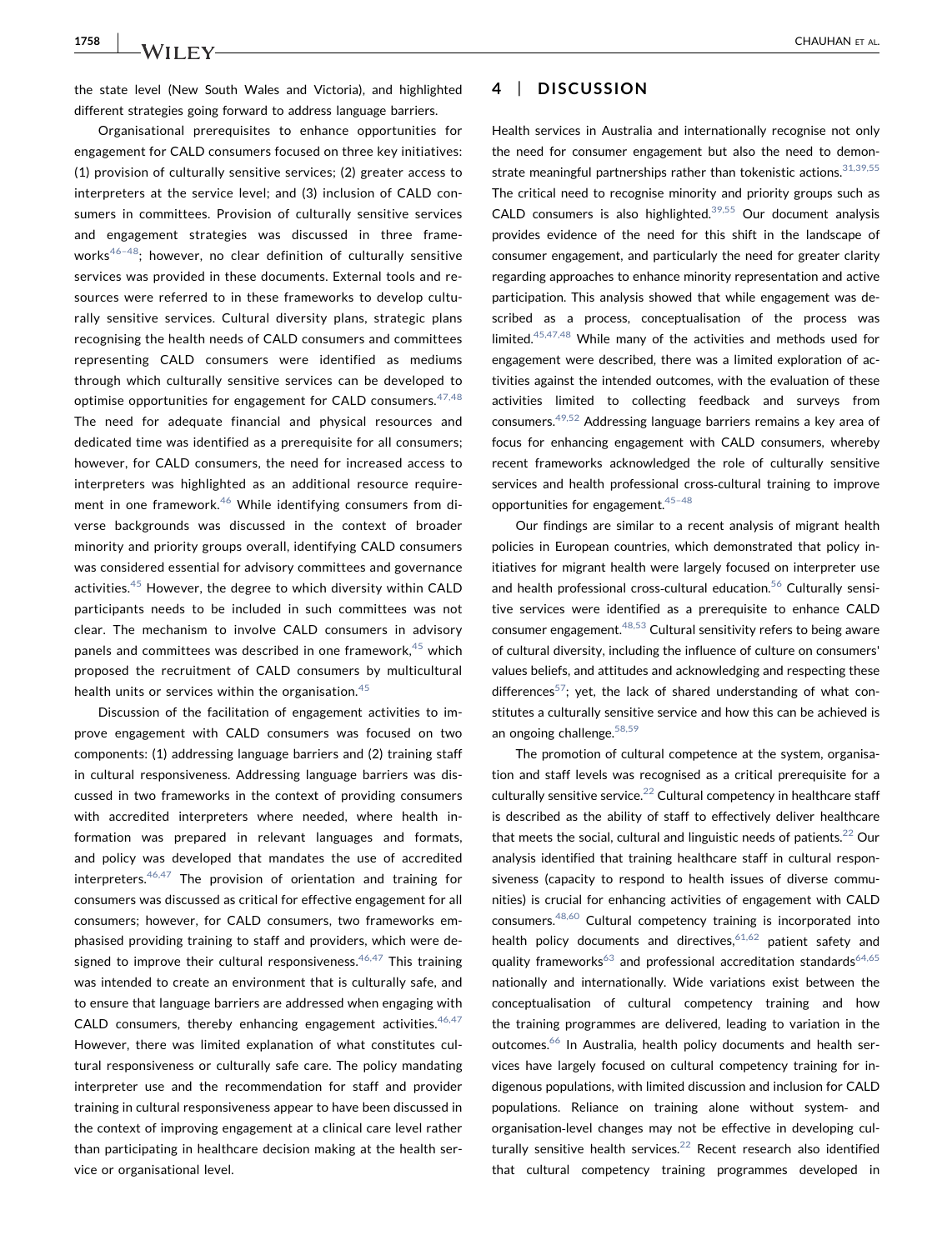the state level (New South Wales and Victoria), and highlighted different strategies going forward to address language barriers.

Organisational prerequisites to enhance opportunities for engagement for CALD consumers focused on three key initiatives: (1) provision of culturally sensitive services; (2) greater access to interpreters at the service level; and (3) inclusion of CALD consumers in committees. Provision of culturally sensitive services and engagement strategies was discussed in three frameworks[46–48]; however, no clear definition of culturally sensitive services was provided in these documents. External tools and resources were referred to in these frameworks to develop culturally sensitive services. Cultural diversity plans, strategic plans recognising the health needs of CALD consumers and committees representing CALD consumers were identified as mediums through which culturally sensitive services can be developed to optimise opportunities for engagement for CALD consumers.[47,48] The need for adequate financial and physical resources and dedicated time was identified as a prerequisite for all consumers; however, for CALD consumers, the need for increased access to interpreters was highlighted as an additional resource requirement in one framework.[46] While identifying consumers from diverse backgrounds was discussed in the context of broader minority and priority groups overall, identifying CALD consumers was considered essential for advisory committees and governance activities.[45] However, the degree to which diversity within CALD participants needs to be included in such committees was not clear. The mechanism to involve CALD consumers in advisory panels and committees was described in one framework,[45] which proposed the recruitment of CALD consumers by multicultural health units or services within the organisation.[45]

Discussion of the facilitation of engagement activities to improve engagement with CALD consumers was focused on two components: (1) addressing language barriers and (2) training staff in cultural responsiveness. Addressing language barriers was discussed in two frameworks in the context of providing consumers with accredited interpreters where needed, where health information was prepared in relevant languages and formats, and policy was developed that mandates the use of accredited interpreters.[46,47] The provision of orientation and training for consumers was discussed as critical for effective engagement for all consumers; however, for CALD consumers, two frameworks emphasised providing training to staff and providers, which were designed to improve their cultural responsiveness.[46,47] This training was intended to create an environment that is culturally safe, and to ensure that language barriers are addressed when engaging with CALD consumers, thereby enhancing engagement activities.[46,47] However, there was limited explanation of what constitutes cultural responsiveness or culturally safe care. The policy mandating interpreter use and the recommendation for staff and provider training in cultural responsiveness appear to have been discussed in the context of improving engagement at a clinical care level rather than participating in healthcare decision making at the health service or organisational level.

## 4 | DISCUSSION

Health services in Australia and internationally recognise not only the need for consumer engagement but also the need to demonstrate meaningful partnerships rather than tokenistic actions.[31,39,55] The critical need to recognise minority and priority groups such as CALD consumers is also highlighted.[39,55] Our document analysis provides evidence of the need for this shift in the landscape of consumer engagement, and particularly the need for greater clarity regarding approaches to enhance minority representation and active participation. This analysis showed that while engagement was described as a process, conceptualisation of the process was limited.[45,47,48] While many of the activities and methods used for engagement were described, there was a limited exploration of activities against the intended outcomes, with the evaluation of these activities limited to collecting feedback and surveys from consumers.[49,52] Addressing language barriers remains a key area of focus for enhancing engagement with CALD consumers, whereby recent frameworks acknowledged the role of culturally sensitive services and health professional cross-cultural training to improve opportunities for engagement.[45–48]

Our findings are similar to a recent analysis of migrant health policies in European countries, which demonstrated that policy initiatives for migrant health were largely focused on interpreter use and health professional cross-cultural education.[56] Culturally sensitive services were identified as a prerequisite to enhance CALD consumer engagement.[48,53] Cultural sensitivity refers to being aware of cultural diversity, including the influence of culture on consumers' values beliefs, and attitudes and acknowledging and respecting these differences[57]; yet, the lack of shared understanding of what constitutes a culturally sensitive service and how this can be achieved is an ongoing challenge.[58,59]

The promotion of cultural competence at the system, organisation and staff levels was recognised as a critical prerequisite for a culturally sensitive service.[22] Cultural competency in healthcare staff is described as the ability of staff to effectively deliver healthcare that meets the social, cultural and linguistic needs of patients.[22] Our analysis identified that training healthcare staff in cultural responsiveness (capacity to respond to health issues of diverse communities) is crucial for enhancing activities of engagement with CALD consumers.[48,60] Cultural competency training is incorporated into health policy documents and directives,[61,62] patient safety and quality frameworks[63] and professional accreditation standards[64,65] nationally and internationally. Wide variations exist between the conceptualisation of cultural competency training and how the training programmes are delivered, leading to variation in the outcomes.[66] In Australia, health policy documents and health services have largely focused on cultural competency training for indigenous populations, with limited discussion and inclusion for CALD populations. Reliance on training alone without system- and organisation-level changes may not be effective in developing culturally sensitive health services.[22] Recent research also identified that cultural competency training programmes developed in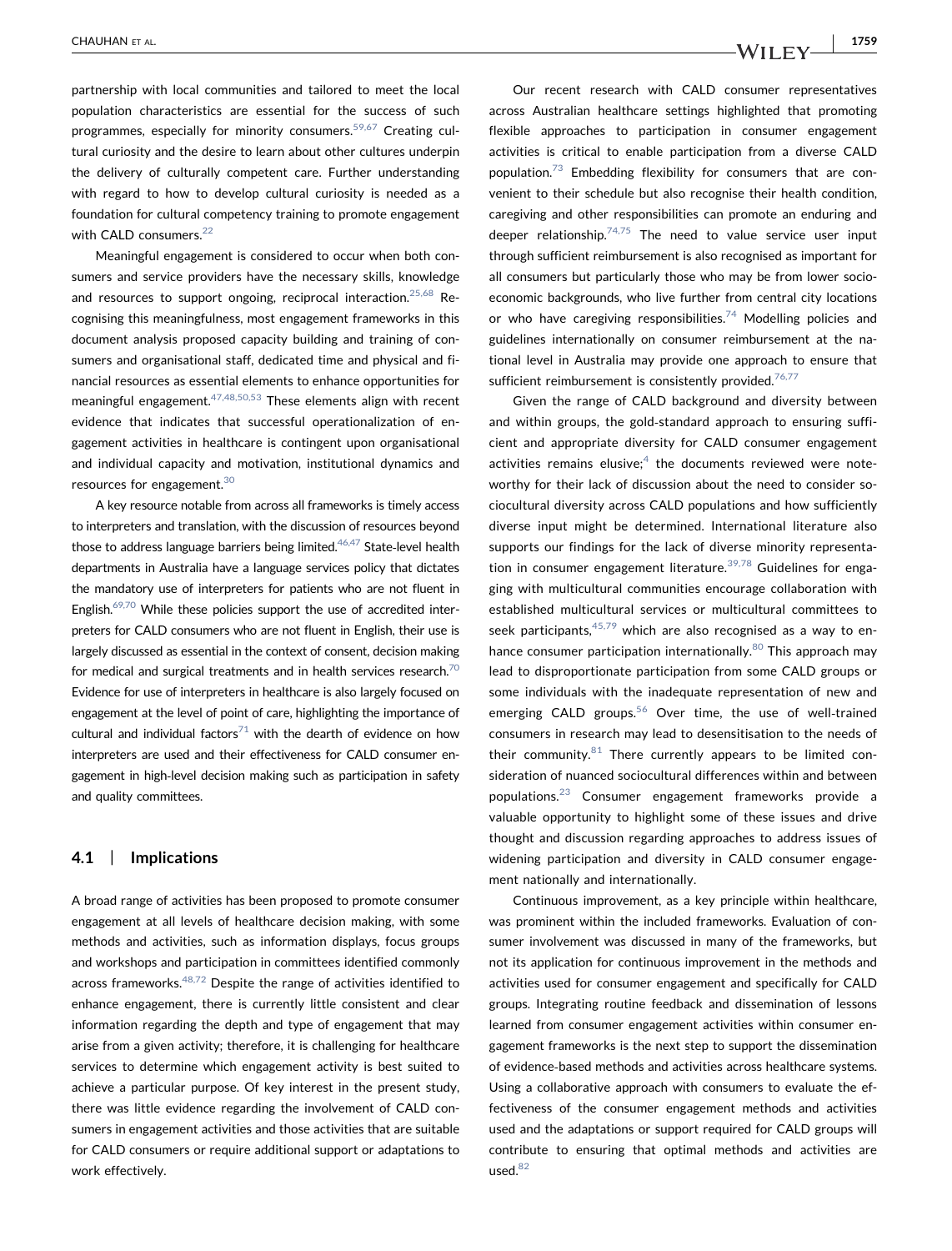partnership with local communities and tailored to meet the local population characteristics are essential for the success of such programmes, especially for minority consumers.[59,67] Creating cultural curiosity and the desire to learn about other cultures underpin the delivery of culturally competent care. Further understanding with regard to how to develop cultural curiosity is needed as a foundation for cultural competency training to promote engagement with CALD consumers.[22]

Meaningful engagement is considered to occur when both consumers and service providers have the necessary skills, knowledge and resources to support ongoing, reciprocal interaction.[25,68] Recognising this meaningfulness, most engagement frameworks in this document analysis proposed capacity building and training of consumers and organisational staff, dedicated time and physical and financial resources as essential elements to enhance opportunities for meaningful engagement.[47,48,50,53] These elements align with recent evidence that indicates that successful operationalization of engagement activities in healthcare is contingent upon organisational and individual capacity and motivation, institutional dynamics and resources for engagement.[30]

A key resource notable from across all frameworks is timely access to interpreters and translation, with the discussion of resources beyond those to address language barriers being limited.[46,47] State-level health departments in Australia have a language services policy that dictates the mandatory use of interpreters for patients who are not fluent in English.[69,70] While these policies support the use of accredited interpreters for CALD consumers who are not fluent in English, their use is largely discussed as essential in the context of consent, decision making for medical and surgical treatments and in health services research.[70] Evidence for use of interpreters in healthcare is also largely focused on engagement at the level of point of care, highlighting the importance of cultural and individual factors[71] with the dearth of evidence on how interpreters are used and their effectiveness for CALD consumer engagement in high-level decision making such as participation in safety and quality committees.

## 4.1 | Implications

A broad range of activities has been proposed to promote consumer engagement at all levels of healthcare decision making, with some methods and activities, such as information displays, focus groups and workshops and participation in committees identified commonly across frameworks.[48,72] Despite the range of activities identified to enhance engagement, there is currently little consistent and clear information regarding the depth and type of engagement that may arise from a given activity; therefore, it is challenging for healthcare services to determine which engagement activity is best suited to achieve a particular purpose. Of key interest in the present study, there was little evidence regarding the involvement of CALD consumers in engagement activities and those activities that are suitable for CALD consumers or require additional support or adaptations to work effectively.

Our recent research with CALD consumer representatives across Australian healthcare settings highlighted that promoting flexible approaches to participation in consumer engagement activities is critical to enable participation from a diverse CALD population.[73] Embedding flexibility for consumers that are convenient to their schedule but also recognise their health condition, caregiving and other responsibilities can promote an enduring and deeper relationship.[74,75] The need to value service user input through sufficient reimbursement is also recognised as important for all consumers but particularly those who may be from lower socioeconomic backgrounds, who live further from central city locations or who have caregiving responsibilities.[74] Modelling policies and guidelines internationally on consumer reimbursement at the national level in Australia may provide one approach to ensure that sufficient reimbursement is consistently provided.[76,77]

Given the range of CALD background and diversity between and within groups, the gold-standard approach to ensuring sufficient and appropriate diversity for CALD consumer engagement activities remains elusive;[4] the documents reviewed were noteworthy for their lack of discussion about the need to consider sociocultural diversity across CALD populations and how sufficiently diverse input might be determined. International literature also supports our findings for the lack of diverse minority representation in consumer engagement literature.[39,78] Guidelines for engaging with multicultural communities encourage collaboration with established multicultural services or multicultural committees to seek participants,[45,79] which are also recognised as a way to enhance consumer participation internationally.[80] This approach may lead to disproportionate participation from some CALD groups or some individuals with the inadequate representation of new and emerging CALD groups.[56] Over time, the use of well-trained consumers in research may lead to desensitisation to the needs of their community.[81] There currently appears to be limited consideration of nuanced sociocultural differences within and between populations.[23] Consumer engagement frameworks provide a valuable opportunity to highlight some of these issues and drive thought and discussion regarding approaches to address issues of widening participation and diversity in CALD consumer engagement nationally and internationally.

Continuous improvement, as a key principle within healthcare, was prominent within the included frameworks. Evaluation of consumer involvement was discussed in many of the frameworks, but not its application for continuous improvement in the methods and activities used for consumer engagement and specifically for CALD groups. Integrating routine feedback and dissemination of lessons learned from consumer engagement activities within consumer engagement frameworks is the next step to support the dissemination of evidence-based methods and activities across healthcare systems. Using a collaborative approach with consumers to evaluate the effectiveness of the consumer engagement methods and activities used and the adaptations or support required for CALD groups will contribute to ensuring that optimal methods and activities are used.[82]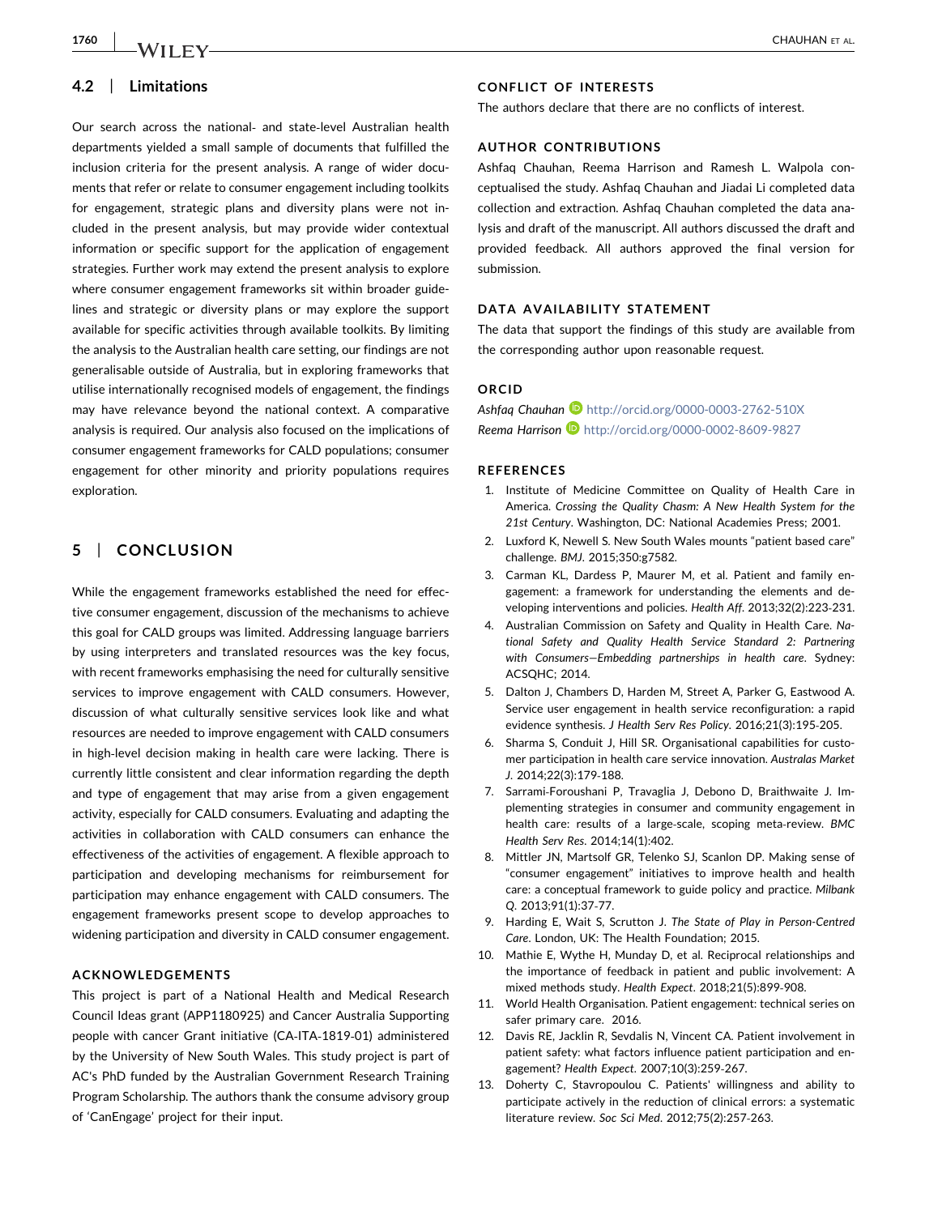### 4.2 | Limitations

Our search across the national- and state-level Australian health departments yielded a small sample of documents that fulfilled the inclusion criteria for the present analysis. A range of wider documents that refer or relate to consumer engagement including toolkits for engagement, strategic plans and diversity plans were not included in the present analysis, but may provide wider contextual information or specific support for the application of engagement strategies. Further work may extend the present analysis to explore where consumer engagement frameworks sit within broader guidelines and strategic or diversity plans or may explore the support available for specific activities through available toolkits. By limiting the analysis to the Australian health care setting, our findings are not generalisable outside of Australia, but in exploring frameworks that utilise internationally recognised models of engagement, the findings may have relevance beyond the national context. A comparative analysis is required. Our analysis also focused on the implications of consumer engagement frameworks for CALD populations; consumer engagement for other minority and priority populations requires exploration.

## 5 | CONCLUSION

While the engagement frameworks established the need for effective consumer engagement, discussion of the mechanisms to achieve this goal for CALD groups was limited. Addressing language barriers by using interpreters and translated resources was the key focus, with recent frameworks emphasising the need for culturally sensitive services to improve engagement with CALD consumers. However, discussion of what culturally sensitive services look like and what resources are needed to improve engagement with CALD consumers in high-level decision making in health care were lacking. There is currently little consistent and clear information regarding the depth and type of engagement that may arise from a given engagement activity, especially for CALD consumers. Evaluating and adapting the activities in collaboration with CALD consumers can enhance the effectiveness of the activities of engagement. A flexible approach to participation and developing mechanisms for reimbursement for participation may enhance engagement with CALD consumers. The engagement frameworks present scope to develop approaches to widening participation and diversity in CALD consumer engagement.

### ACKNOWLEDGEMENTS

This project is part of a National Health and Medical Research Council Ideas grant (APP1180925) and Cancer Australia Supporting people with cancer Grant initiative (CA-ITA-1819-01) administered by the University of New South Wales. This study project is part of AC's PhD funded by the Australian Government Research Training Program Scholarship. The authors thank the consume advisory group of 'CanEngage' project for their input.

### CONFLICT OF INTERESTS

The authors declare that there are no conflicts of interest.

### AUTHOR CONTRIBUTIONS

Ashfaq Chauhan, Reema Harrison and Ramesh L. Walpola conceptualised the study. Ashfaq Chauhan and Jiadai Li completed data collection and extraction. Ashfaq Chauhan completed the data analysis and draft of the manuscript. All authors discussed the draft and provided feedback. All authors approved the final version for submission.

### DATA AVAILABILITY STATEMENT

The data that support the findings of this study are available from the corresponding author upon reasonable request.

### ORCID

*Ashfaq Chauhan* http://orcid.org/0000-0003-2762-510X
*Reema Harrison* http://orcid.org/0000-0002-8609-9827

### REFERENCES

1. Institute of Medicine Committee on Quality of Health Care in America. *Crossing the Quality Chasm: A New Health System for the 21st Century*. Washington, DC: National Academies Press; 2001.
2. Luxford K, Newell S. New South Wales mounts "patient based care" challenge. *BMJ*. 2015;350:g7582.
3. Carman KL, Dardess P, Maurer M, et al. Patient and family engagement: a framework for understanding the elements and developing interventions and policies. *Health Aff*. 2013;32(2):223-231.
4. Australian Commission on Safety and Quality in Health Care. *National Safety and Quality Health Service Standard 2: Partnering with Consumers—Embedding partnerships in health care*. Sydney: ACSQHC; 2014.
5. Dalton J, Chambers D, Harden M, Street A, Parker G, Eastwood A. Service user engagement in health service reconfiguration: a rapid evidence synthesis. *J Health Serv Res Policy*. 2016;21(3):195-205.
6. Sharma S, Conduit J, Hill SR. Organisational capabilities for customer participation in health care service innovation. *Australas Market J*. 2014;22(3):179-188.
7. Sarrami-Foroushani P, Travaglia J, Debono D, Braithwaite J. Implementing strategies in consumer and community engagement in health care: results of a large-scale, scoping meta-review. *BMC Health Serv Res*. 2014;14(1):402.
8. Mittler JN, Martsolf GR, Telenko SJ, Scanlon DP. Making sense of "consumer engagement" initiatives to improve health and health care: a conceptual framework to guide policy and practice. *Milbank Q*. 2013;91(1):37-77.
9. Harding E, Wait S, Scrutton J. *The State of Play in Person-Centred Care*. London, UK: The Health Foundation; 2015.
10. Mathie E, Wythe H, Munday D, et al. Reciprocal relationships and the importance of feedback in patient and public involvement: A mixed methods study. *Health Expect*. 2018;21(5):899-908.
11. World Health Organisation. Patient engagement: technical series on safer primary care. 2016.
12. Davis RE, Jacklin R, Sevdalis N, Vincent CA. Patient involvement in patient safety: what factors influence patient participation and engagement? *Health Expect*. 2007;10(3):259-267.
13. Doherty C, Stavropoulou C. Patients' willingness and ability to participate actively in the reduction of clinical errors: a systematic literature review. *Soc Sci Med*. 2012;75(2):257-263.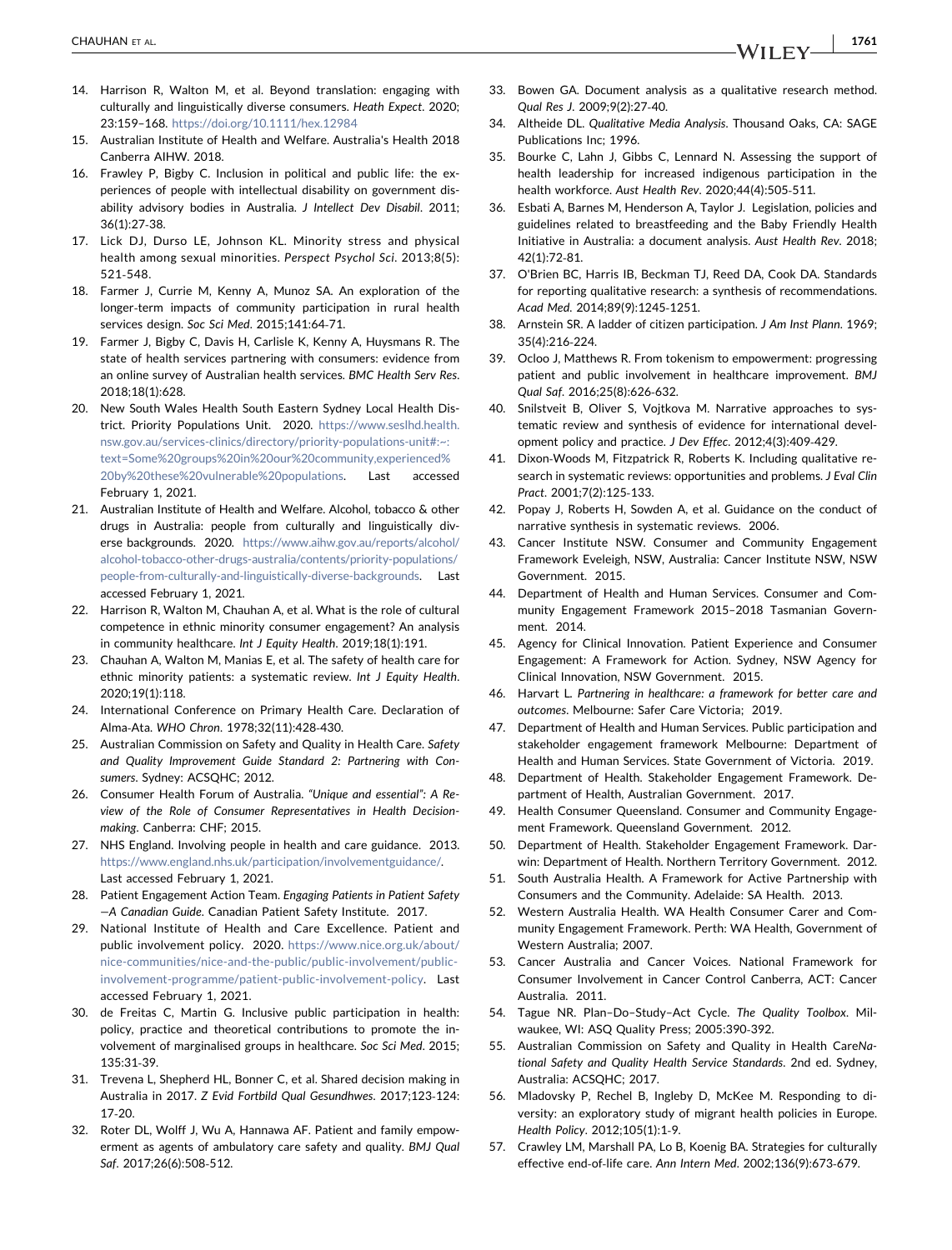14. Harrison R, Walton M, et al. Beyond translation: engaging with culturally and linguistically diverse consumers. *Heath Expect*. 2020; 23:159–168. https://doi.org/10.1111/hex.12984
15. Australian Institute of Health and Welfare. Australia's Health 2018 Canberra AIHW. 2018.
16. Frawley P, Bigby C. Inclusion in political and public life: the experiences of people with intellectual disability on government disability advisory bodies in Australia. *J Intellect Dev Disabil*. 2011; 36(1):27-38.
17. Lick DJ, Durso LE, Johnson KL. Minority stress and physical health among sexual minorities. *Perspect Psychol Sci*. 2013;8(5): 521-548.
18. Farmer J, Currie M, Kenny A, Munoz SA. An exploration of the longer-term impacts of community participation in rural health services design. *Soc Sci Med*. 2015;141:64-71.
19. Farmer J, Bigby C, Davis H, Carlisle K, Kenny A, Huysmans R. The state of health services partnering with consumers: evidence from an online survey of Australian health services. *BMC Health Serv Res*. 2018;18(1):628.
20. New South Wales Health South Eastern Sydney Local Health District. Priority Populations Unit. 2020. https://www.seslhd.health.nsw.gov.au/services-clinics/directory/priority-populations-unit#:~:text=Some%20groups%20in%20our%20community,experienced%20by%20these%20vulnerable%20populations. Last accessed February 1, 2021.
21. Australian Institute of Health and Welfare. Alcohol, tobacco & other drugs in Australia: people from culturally and linguistically diverse backgrounds. 2020. https://www.aihw.gov.au/reports/alcohol/alcohol-tobacco-other-drugs-australia/contents/priority-populations/people-from-culturally-and-linguistic-diverse-backgrounds. Last accessed February 1, 2021.
22. Harrison R, Walton M, Chauhan A, et al. What is the role of cultural competence in ethnic minority consumer engagement? An analysis in community healthcare. *Int J Equity Health*. 2019;18(1):191.
23. Chauhan A, Walton M, Manias E, et al. The safety of health care for ethnic minority patients: a systematic review. *Int J Equity Health*. 2020;19(1):118.
24. International Conference on Primary Health Care. Declaration of Alma-Ata. *WHO Chron*. 1978;32(11):428-430.
25. Australian Commission on Safety and Quality in Health Care. *Safety and Quality Improvement Guide Standard 2: Partnering with Consumers*. Sydney: ACSQHC; 2012.
26. Consumer Health Forum of Australia. *"Unique and essential": A Review of the Role of Consumer Representatives in Health Decision-making*. Canberra: CHF; 2015.
27. NHS England. Involving people in health and care guidance. 2013. https://www.england.nhs.uk/participation/involvementguidance/. Last accessed February 1, 2021.
28. Patient Engagement Action Team. *Engaging Patients in Patient Safety —A Canadian Guide*. Canadian Patient Safety Institute. 2017.
29. National Institute of Health and Care Excellence. Patient and public involvement policy. 2020. https://www.nice.org.uk/about/nice-communities/nice-and-the-public/public-involvement/public-involvement-programme/patient-public-involvement-policy. Last accessed February 1, 2021.
30. de Freitas C, Martin G. Inclusive public participation in health: policy, practice and theoretical contributions to promote the involvement of marginalised groups in healthcare. *Soc Sci Med*. 2015; 135:31-39.
31. Trevena L, Shepherd HL, Bonner C, et al. Shared decision making in Australia in 2017. *Z Evid Fortbild Qual Gesundhwes*. 2017;123-124: 17-20.
32. Roter DL, Wolff J, Wu A, Hannawa AF. Patient and family empowerment as agents of ambulatory care safety and quality. *BMJ Qual Saf*. 2017;26(6):508-512.
33. Bowen GA. Document analysis as a qualitative research method. *Qual Res J*. 2009;9(2):27-40.
34. Altheide DL. *Qualitative Media Analysis*. Thousand Oaks, CA: SAGE Publications Inc; 1996.
35. Bourke C, Lahn J, Gibbs C, Lennard N. Assessing the support of health leadership for increased indigenous participation in the health workforce. *Aust Health Rev*. 2020;44(4):505-511.
36. Esbati A, Barnes M, Henderson A, Taylor J. Legislation, policies and guidelines related to breastfeeding and the Baby Friendly Health Initiative in Australia: a document analysis. *Aust Health Rev*. 2018; 42(1):72-81.
37. O'Brien BC, Harris IB, Beckman TJ, Reed DA, Cook DA. Standards for reporting qualitative research: a synthesis of recommendations. *Acad Med*. 2014;89(9):1245-1251.
38. Arnstein SR. A ladder of citizen participation. *J Am Inst Plann*. 1969; 35(4):216-224.
39. Ocloo J, Matthews R. From tokenism to empowerment: progressing patient and public involvement in healthcare improvement. *BMJ Qual Saf*. 2016;25(8):626-632.
40. Snilstveit B, Oliver S, Vojtkova M. Narrative approaches to systematic review and synthesis of evidence for international development policy and practice. *J Dev Effec*. 2012;4(3):409-429.
41. Dixon-Woods M, Fitzpatrick R, Roberts K. Including qualitative research in systematic reviews: opportunities and problems. *J Eval Clin Pract*. 2001;7(2):125-133.
42. Popay J, Roberts H, Sowden A, et al. Guidance on the conduct of narrative synthesis in systematic reviews. 2006.
43. Cancer Institute NSW. Consumer and Community Engagement Framework Eveleigh, NSW, Australia: Cancer Institute NSW, NSW Government. 2015.
44. Department of Health and Human Services. Consumer and Community Engagement Framework 2015–2018 Tasmanian Government. 2014.
45. Agency for Clinical Innovation. Patient Experience and Consumer Engagement: A Framework for Action. Sydney, NSW Agency for Clinical Innovation, NSW Government. 2015.
46. Harvart L. *Partnering in healthcare: a framework for better care and outcomes*. Melbourne: Safer Care Victoria; 2019.
47. Department of Health and Human Services. Public participation and stakeholder engagement framework Melbourne: Department of Health and Human Services. State Government of Victoria. 2019.
48. Department of Health. Stakeholder Engagement Framework. Department of Health, Australian Government. 2017.
49. Health Consumer Queensland. Consumer and Community Engagement Framework. Queensland Government. 2012.
50. Department of Health. Stakeholder Engagement Framework. Darwin: Department of Health. Northern Territory Government. 2012.
51. South Australia Health. A Framework for Active Partnership with Consumers and the Community. Adelaide: SA Health. 2013.
52. Western Australia Health. WA Health Consumer Carer and Community Engagement Framework. Perth: WA Health, Government of Western Australia; 2007.
53. Cancer Australia and Cancer Voices. National Framework for Consumer Involvement in Cancer Control Canberra, ACT: Cancer Australia. 2011.
54. Tague NR. Plan–Do–Study–Act Cycle. *The Quality Toolbox*. Milwaukee, WI: ASQ Quality Press; 2005:390-392.
55. Australian Commission on Safety and Quality in Health Care*National Safety and Quality Health Service Standards*. 2nd ed. Sydney, Australia: ACSQHC; 2017.
56. Mladovsky P, Rechel B, Ingleby D, McKee M. Responding to diversity: an exploratory study of migrant health policies in Europe. *Health Policy*. 2012;105(1):1-9.
57. Crawley LM, Marshall PA, Lo B, Koenig BA. Strategies for culturally effective end-of-life care. *Ann Intern Med*. 2002;136(9):673-679.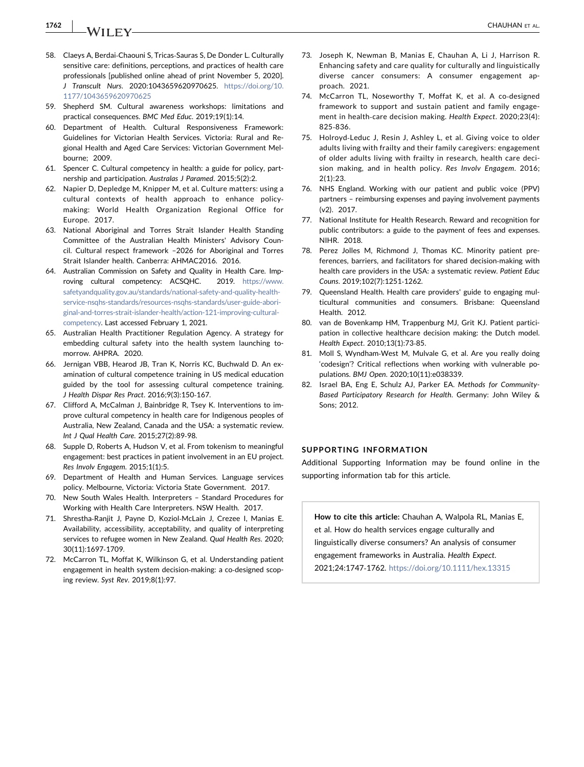58. Claeys A, Berdai-Chaouni S, Tricas-Sauras S, De Donder L. Culturally sensitive care: definitions, perceptions, and practices of health care professionals [published online ahead of print November 5, 2020]. *J Transcult Nurs*. 2020:1043659620970625. https://doi.org/10.1177/1043659620970625
59. Shepherd SM. Cultural awareness workshops: limitations and practical consequences. *BMC Med Educ*. 2019;19(1):14.
60. Department of Health. Cultural Responsiveness Framework: Guidelines for Victorian Health Services. Victoria: Rural and Regional Health and Aged Care Services: Victorian Government Melbourne; 2009.
61. Spencer C. Cultural competency in health: a guide for policy, partnership and participation. *Australas J Paramed*. 2015;5(2):2.
62. Napier D, Depledge M, Knipper M, et al. Culture matters: using a cultural contexts of health approach to enhance policy-making: World Health Organization Regional Office for Europe. 2017.
63. National Aboriginal and Torres Strait Islander Health Standing Committee of the Australian Health Ministers' Advisory Council. Cultural respect framework –2026 for Aboriginal and Torres Strait Islander health. Canberra: AHMAC2016. 2016.
64. Australian Commission on Safety and Quality in Health Care. Improving cultural competency: ACSQHC. 2019. https://www.safetyandquality.gov.au/standards/national-safety-and-quality-health-service-nsqhs-standards/resources-nsqhs-standards/user-guide-aboriginal-and-torres-strait-islander-health/action-121-improving-cultural-competency. Last accessed February 1, 2021.
65. Australian Health Practitioner Regulation Agency. A strategy for embedding cultural safety into the health system launching tomorrow. AHPRA. 2020.
66. Jernigan VBB, Hearod JB, Tran K, Norris KC, Buchwald D. An examination of cultural competence training in US medical education guided by the tool for assessing cultural competence training. *J Health Dispar Res Pract*. 2016;9(3):150-167.
67. Clifford A, McCalman J, Bainbridge R, Tsey K. Interventions to improve cultural competency in health care for Indigenous peoples of Australia, New Zealand, Canada and the USA: a systematic review. *Int J Qual Health Care*. 2015;27(2):89-98.
68. Supple D, Roberts A, Hudson V, et al. From tokenism to meaningful engagement: best practices in patient involvement in an EU project. *Res Involv Engagem*. 2015;1(1):5.
69. Department of Health and Human Services. Language services policy. Melbourne, Victoria: Victoria State Government. 2017.
70. New South Wales Health. Interpreters – Standard Procedures for Working with Health Care Interpreters. NSW Health. 2017.
71. Shrestha-Ranjit J, Payne D, Koziol-McLain J, Crezee I, Manias E. Availability, accessibility, acceptability, and quality of interpreting services to refugee women in New Zealand. *Qual Health Res*. 2020;30(11):1697-1709.
72. McCarron TL, Moffat K, Wilkinson G, et al. Understanding patient engagement in health system decision-making: a co-designed scoping review. *Syst Rev*. 2019;8(1):97.
73. Joseph K, Newman B, Manias E, Chauhan A, Li J, Harrison R. Enhancing safety and care quality for culturally and linguistically diverse cancer consumers: A consumer engagement approach. 2021.
74. McCarron TL, Noseworthy T, Moffat K, et al. A co-designed framework to support and sustain patient and family engagement in health-care decision making. *Health Expect*. 2020;23(4):825-836.
75. Holroyd-Leduc J, Resin J, Ashley L, et al. Giving voice to older adults living with frailty and their family caregivers: engagement of older adults living with frailty in research, health care decision making, and in health policy. *Res Involv Engagem*. 2016;2(1):23.
76. NHS England. Working with our patient and public voice (PPV) partners – reimbursing expenses and paying involvement payments (v2). 2017.
77. National Institute for Health Research. Reward and recognition for public contributors: a guide to the payment of fees and expenses. NIHR. 2018.
78. Perez Jolles M, Richmond J, Thomas KC. Minority patient preferences, barriers, and facilitators for shared decision-making with health care providers in the USA: a systematic review. *Patient Educ Couns*. 2019;102(7):1251-1262.
79. Queensland Health. Health care providers' guide to engaging multicultural communities and consumers. Brisbane: Queensland Health. 2012.
80. van de Bovenkamp HM, Trappenburg MJ, Grit KJ. Patient participation in collective healthcare decision making: the Dutch model. *Health Expect*. 2010;13(1):73-85.
81. Moll S, Wyndham-West M, Mulvale G, et al. Are you really doing 'codesign'? Critical reflections when working with vulnerable populations. *BMJ Open*. 2020;10(11):e038339.
82. Israel BA, Eng E, Schulz AJ, Parker EA. *Methods for Community-Based Participatory Research for Health*. Germany: John Wiley & Sons; 2012.

## SUPPORTING INFORMATION

Additional Supporting Information may be found online in the supporting information tab for this article.

**How to cite this article:** Chauhan A, Walpola RL, Manias E, et al. How do health services engage culturally and linguistically diverse consumers? An analysis of consumer engagement frameworks in Australia. *Health Expect*. 2021;24:1747-1762. https://doi.org/10.1111/hex.13315